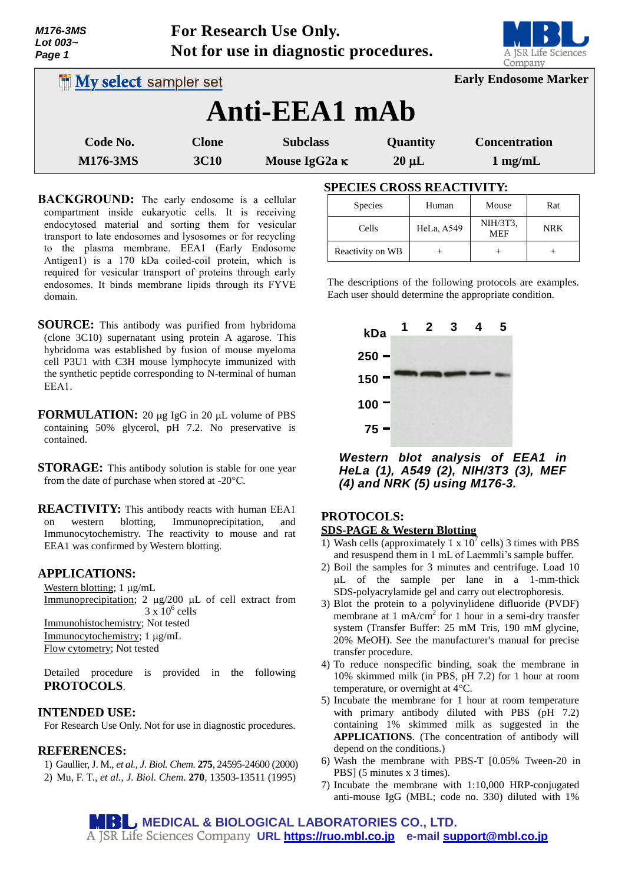**For Research Use Only.**
**Not for use in diagnostic procedures.**

My select sampler set

**Early Endosome Marker**

# Anti-EEA1 mAb

| Code No. | Clone | Subclass | Quantity | Concentration |
|---|---|---|---|---|
| M176-3MS | 3C10 | Mouse IgG2a κ | 20 µL | 1 mg/mL |

**BACKGROUND:** The early endosome is a cellular compartment inside eukaryotic cells. It is receiving endocytosed material and sorting them for vesicular transport to late endosomes and lysosomes or for recycling to the plasma membrane. EEA1 (Early Endosome Antigen1) is a 170 kDa coiled-coil protein, which is required for vesicular transport of proteins through early endosomes. It binds membrane lipids through its FYVE domain.

**SOURCE:** This antibody was purified from hybridoma (clone 3C10) supernatant using protein A agarose. This hybridoma was established by fusion of mouse myeloma cell P3U1 with C3H mouse lymphocyte immunized with the synthetic peptide corresponding to N-terminal of human EEA1.

**FORMULATION:** 20 µg IgG in 20 µL volume of PBS containing 50% glycerol, pH 7.2. No preservative is contained.

**STORAGE:** This antibody solution is stable for one year from the date of purchase when stored at -20°C.

**REACTIVITY:** This antibody reacts with human EEA1 on western blotting, Immunoprecipitation, and Immunocytochemistry. The reactivity to mouse and rat EEA1 was confirmed by Western blotting.

## APPLICATIONS:

Western blotting; 1 µg/mL
Immunoprecipitation; 2 µg/200 µL of cell extract from $3 \times 10^6$ cells
Immunohistochemistry; Not tested
Immunocytochemistry; 1 µg/mL
Flow cytometry; Not tested

Detailed procedure is provided in the following **PROTOCOLS**.

## INTENDED USE:

For Research Use Only. Not for use in diagnostic procedures.

## REFERENCES:

1) Gaullier, J. M., *et al., J. Biol. Chem.* **275**, 24595-24600 (2000)
2) Mu, F. T., *et al., J. Biol. Chem.* **270**, 13503-13511 (1995)

## SPECIES CROSS REACTIVITY:

| Species | Human | Mouse | Rat |
|---|---|---|---|
| Cells | HeLa, A549 | NIH/3T3, MEF | NRK |
| Reactivity on WB | + | + | + |

The descriptions of the following protocols are examples. Each user should determine the appropriate condition.

***Western blot analysis of EEA1 in HeLa (1), A549 (2), NIH/3T3 (3), MEF (4) and NRK (5) using M176-3.***

## PROTOCOLS:

**SDS-PAGE & Western Blotting**

1) Wash cells (approximately $1 \times 10^7$ cells) 3 times with PBS and resuspend them in 1 mL of Laemmli's sample buffer.
2) Boil the samples for 3 minutes and centrifuge. Load 10 µL of the sample per lane in a 1-mm-thick SDS-polyacrylamide gel and carry out electrophoresis.
3) Blot the protein to a polyvinylidene difluoride (PVDF) membrane at 1 mA/cm$^2$ for 1 hour in a semi-dry transfer system (Transfer Buffer: 25 mM Tris, 190 mM glycine, 20% MeOH). See the manufacturer's manual for precise transfer procedure.
4) To reduce nonspecific binding, soak the membrane in 10% skimmed milk (in PBS, pH 7.2) for 1 hour at room temperature, or overnight at 4°C.
5) Incubate the membrane for 1 hour at room temperature with primary antibody diluted with PBS (pH 7.2) containing 1% skimmed milk as suggested in the **APPLICATIONS**. (The concentration of antibody will depend on the conditions.)
6) Wash the membrane with PBS-T [0.05% Tween-20 in PBS] (5 minutes x 3 times).
7) Incubate the membrane with 1:10,000 HRP-conjugated anti-mouse IgG (MBL; code no. 330) diluted with 1%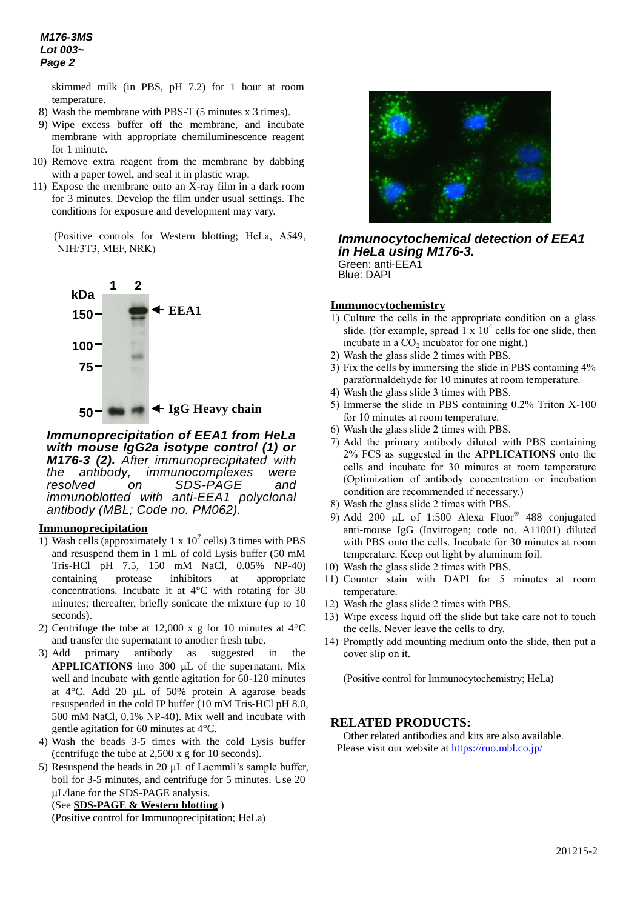skimmed milk (in PBS, pH 7.2) for 1 hour at room temperature.

8) Wash the membrane with PBS-T (5 minutes x 3 times).
9) Wipe excess buffer off the membrane, and incubate membrane with appropriate chemiluminescence reagent for 1 minute.
10) Remove extra reagent from the membrane by dabbing with a paper towel, and seal it in plastic wrap.
11) Expose the membrane onto an X-ray film in a dark room for 3 minutes. Develop the film under usual settings. The conditions for exposure and development may vary.

(Positive controls for Western blotting; HeLa, A549, NIH/3T3, MEF, NRK)

kDa
1 2
150
100
75
50
EEA1
IgG Heavy chain

***Immunoprecipitation of EEA1 from HeLa with mouse IgG2a isotype control (1) or M176-3 (2).*** *After immunoprecipitated with the antibody, immunocomplexes were resolved on SDS-PAGE and immunoblotted with anti-EEA1 polyclonal antibody (MBL; Code no. PM062).*

## Immunoprecipitation

1) Wash cells (approximately 1 x $10^7$ cells) 3 times with PBS and resuspend them in 1 mL of cold Lysis buffer (50 mM Tris-HCl pH 7.5, 150 mM NaCl, 0.05% NP-40) containing protease inhibitors at appropriate concentrations. Incubate it at 4°C with rotating for 30 minutes; thereafter, briefly sonicate the mixture (up to 10 seconds).
2) Centrifuge the tube at 12,000 x g for 10 minutes at 4°C and transfer the supernatant to another fresh tube.
3) Add primary antibody as suggested in the **APPLICATIONS** into 300 μL of the supernatant. Mix well and incubate with gentle agitation for 60-120 minutes at 4°C. Add 20 μL of 50% protein A agarose beads resuspended in the cold IP buffer (10 mM Tris-HCl pH 8.0, 500 mM NaCl, 0.1% NP-40). Mix well and incubate with gentle agitation for 60 minutes at 4°C.
4) Wash the beads 3-5 times with the cold Lysis buffer (centrifuge the tube at 2,500 x g for 10 seconds).
5) Resuspend the beads in 20 μL of Laemmli's sample buffer, boil for 3-5 minutes, and centrifuge for 5 minutes. Use 20 μL/lane for the SDS-PAGE analysis. (See **SDS-PAGE & Western blotting**.)

(Positive control for Immunoprecipitation; HeLa)

***Immunocytochemical detection of EEA1 in HeLa using M176-3.***
Green: anti-EEA1
Blue: DAPI

## Immunocytochemistry

1) Culture the cells in the appropriate condition on a glass slide. (for example, spread 1 x $10^4$ cells for one slide, then incubate in a $CO_2$ incubator for one night.)
2) Wash the glass slide 2 times with PBS.
3) Fix the cells by immersing the slide in PBS containing 4% paraformaldehyde for 10 minutes at room temperature.
4) Wash the glass slide 3 times with PBS.
5) Immerse the slide in PBS containing 0.2% Triton X-100 for 10 minutes at room temperature.
6) Wash the glass slide 2 times with PBS.
7) Add the primary antibody diluted with PBS containing 2% FCS as suggested in the **APPLICATIONS** onto the cells and incubate for 30 minutes at room temperature (Optimization of antibody concentration or incubation condition are recommended if necessary.)
8) Wash the glass slide 2 times with PBS.
9) Add 200 μL of 1:500 Alexa Fluor® 488 conjugated anti-mouse IgG (Invitrogen; code no. A11001) diluted with PBS onto the cells. Incubate for 30 minutes at room temperature. Keep out light by aluminum foil.
10) Wash the glass slide 2 times with PBS.
11) Counter stain with DAPI for 5 minutes at room temperature.
12) Wash the glass slide 2 times with PBS.
13) Wipe excess liquid off the slide but take care not to touch the cells. Never leave the cells to dry.
14) Promptly add mounting medium onto the slide, then put a cover slip on it.

(Positive control for Immunocytochemistry; HeLa)

## RELATED PRODUCTS:

Other related antibodies and kits are also available. Please visit our website at https://ruo.mbl.co.jp/

201215-2